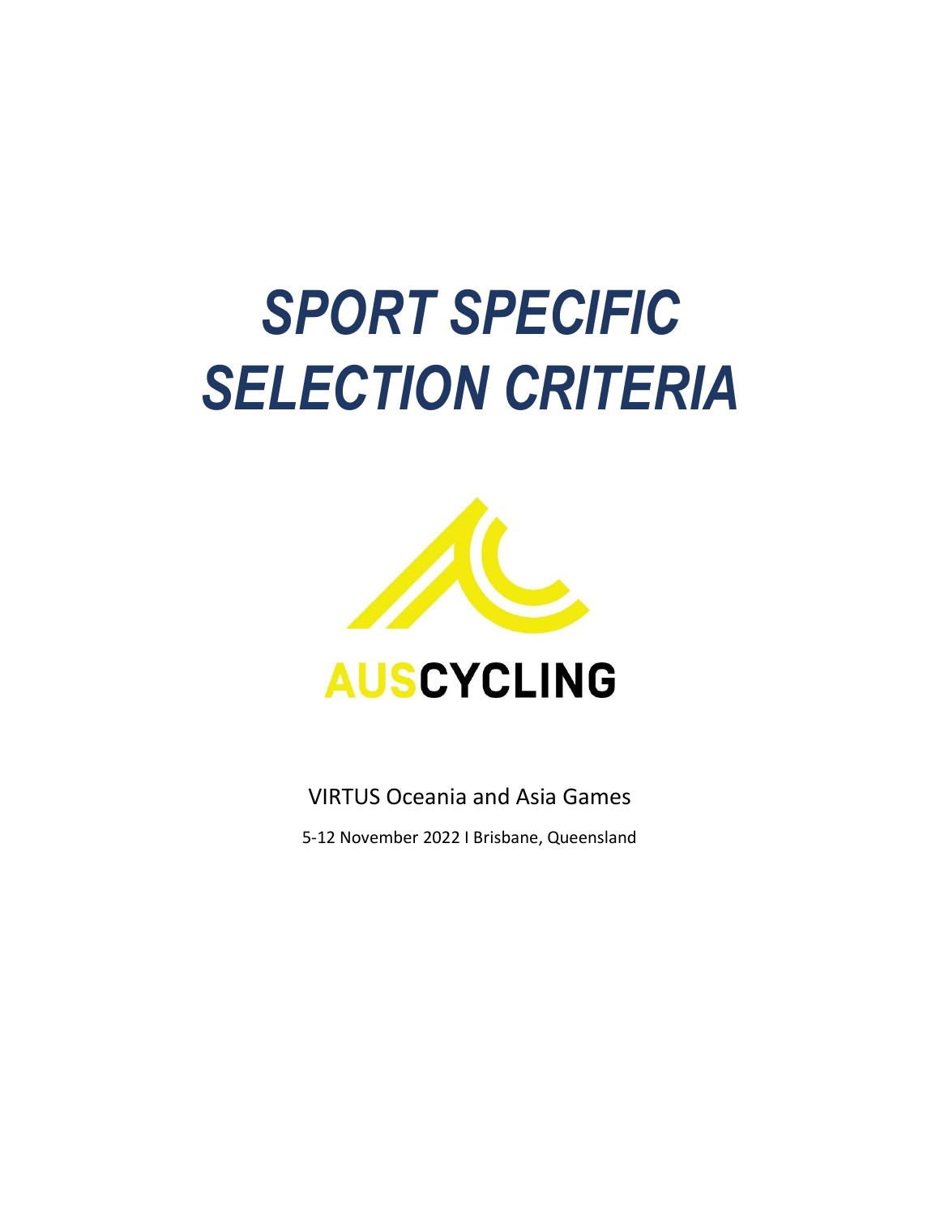# *SPORT SPECIFIC SELECTION CRITERIA*

AUSCYCLING

VIRTUS Oceania and Asia Games

5-12 November 2022 I Brisbane, Queensland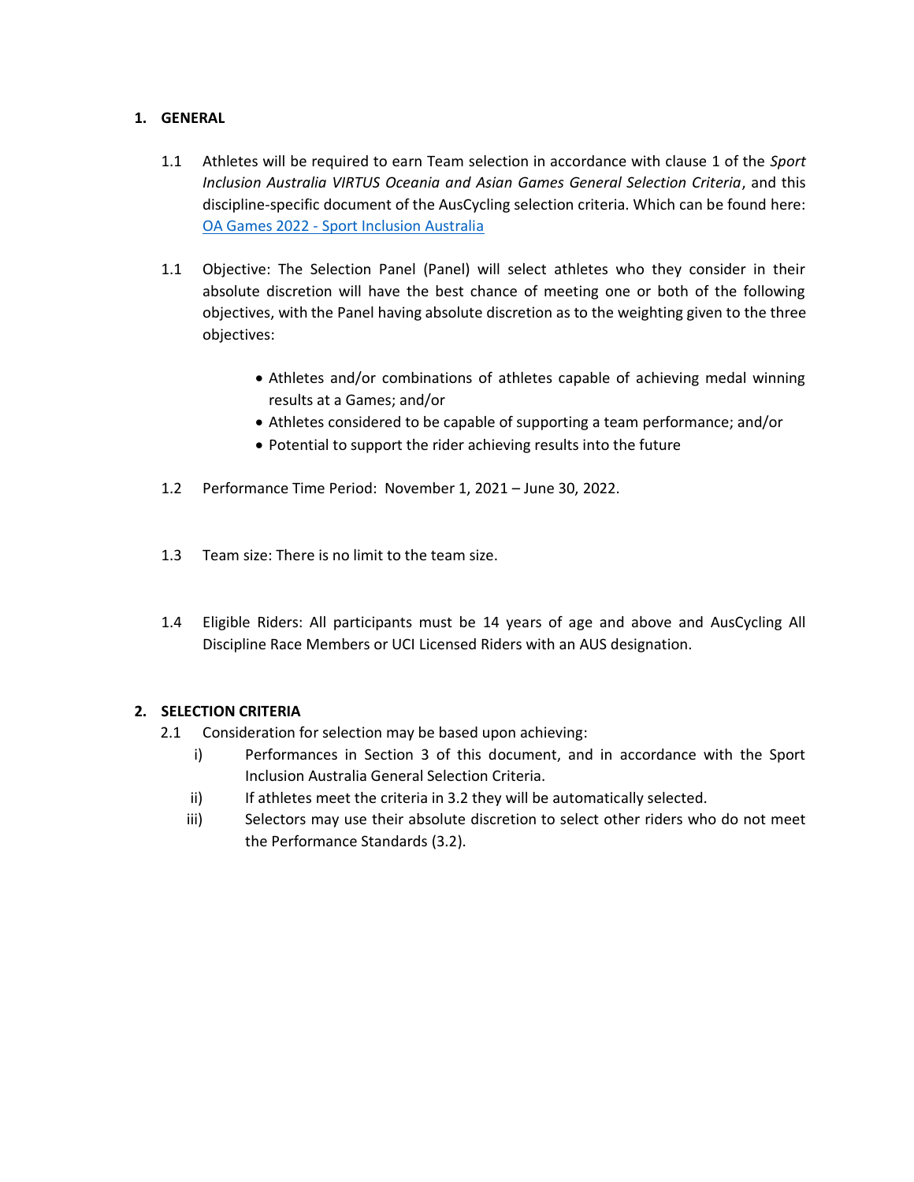## 1. GENERAL

1.1 Athletes will be required to earn Team selection in accordance with clause 1 of the *Sport Inclusion Australia VIRTUS Oceania and Asian Games General Selection Criteria*, and this discipline-specific document of the AusCycling selection criteria. Which can be found here: [OA Games 2022 - Sport Inclusion Australia]

1.1 Objective: The Selection Panel (Panel) will select athletes who they consider in their absolute discretion will have the best chance of meeting one or both of the following objectives, with the Panel having absolute discretion as to the weighting given to the three objectives:

- Athletes and/or combinations of athletes capable of achieving medal winning results at a Games; and/or
- Athletes considered to be capable of supporting a team performance; and/or
- Potential to support the rider achieving results into the future

1.2 Performance Time Period: November 1, 2021 – June 30, 2022.

1.3 Team size: There is no limit to the team size.

1.4 Eligible Riders: All participants must be 14 years of age and above and AusCycling All Discipline Race Members or UCI Licensed Riders with an AUS designation.

## 2. SELECTION CRITERIA

2.1 Consideration for selection may be based upon achieving:

i) Performances in Section 3 of this document, and in accordance with the Sport Inclusion Australia General Selection Criteria.

ii) If athletes meet the criteria in 3.2 they will be automatically selected.

iii) Selectors may use their absolute discretion to select other riders who do not meet the Performance Standards (3.2).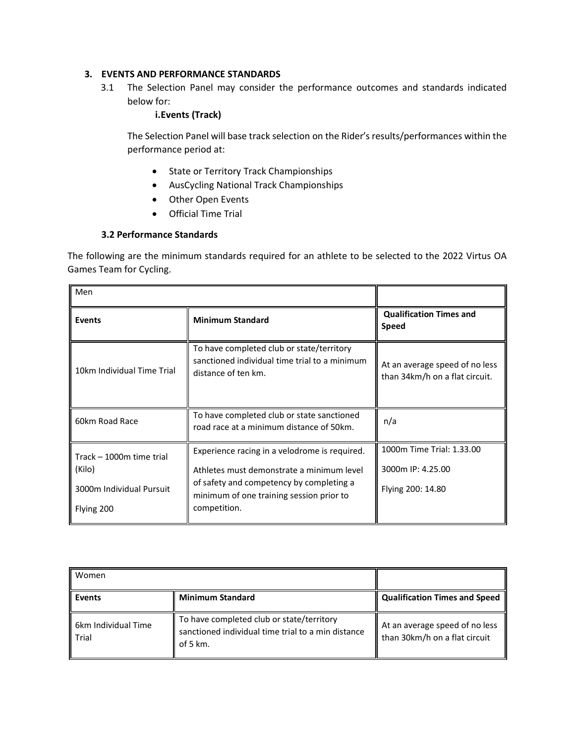## 3. EVENTS AND PERFORMANCE STANDARDS

3.1 The Selection Panel may consider the performance outcomes and standards indicated below for:

**i.Events (Track)**

The Selection Panel will base track selection on the Rider's results/performances within the performance period at:

- State or Territory Track Championships
- AusCycling National Track Championships
- Other Open Events
- Official Time Trial

### 3.2 Performance Standards

The following are the minimum standards required for an athlete to be selected to the 2022 Virtus OA Games Team for Cycling.

| Men | | |
|---|---|---|
| **Events** | **Minimum Standard** | **Qualification Times and Speed** |
| 10km Individual Time Trial | To have completed club or state/territory sanctioned individual time trial to a minimum distance of ten km. | At an average speed of no less than 34km/h on a flat circuit. |
| 60km Road Race | To have completed club or state sanctioned road race at a minimum distance of 50km. | n/a |
| Track – 1000m time trial (Kilo)<br>3000m Individual Pursuit<br>Flying 200 | Experience racing in a velodrome is required.<br>Athletes must demonstrate a minimum level of safety and competency by completing a minimum of one training session prior to competition. | 1000m Time Trial: 1.33.00<br>3000m IP: 4.25.00<br>Flying 200: 14.80 |

| Women | | |
|---|---|---|
| **Events** | **Minimum Standard** | **Qualification Times and Speed** |
| 6km Individual Time Trial | To have completed club or state/territory sanctioned individual time trial to a min distance of 5 km. | At an average speed of no less than 30km/h on a flat circuit |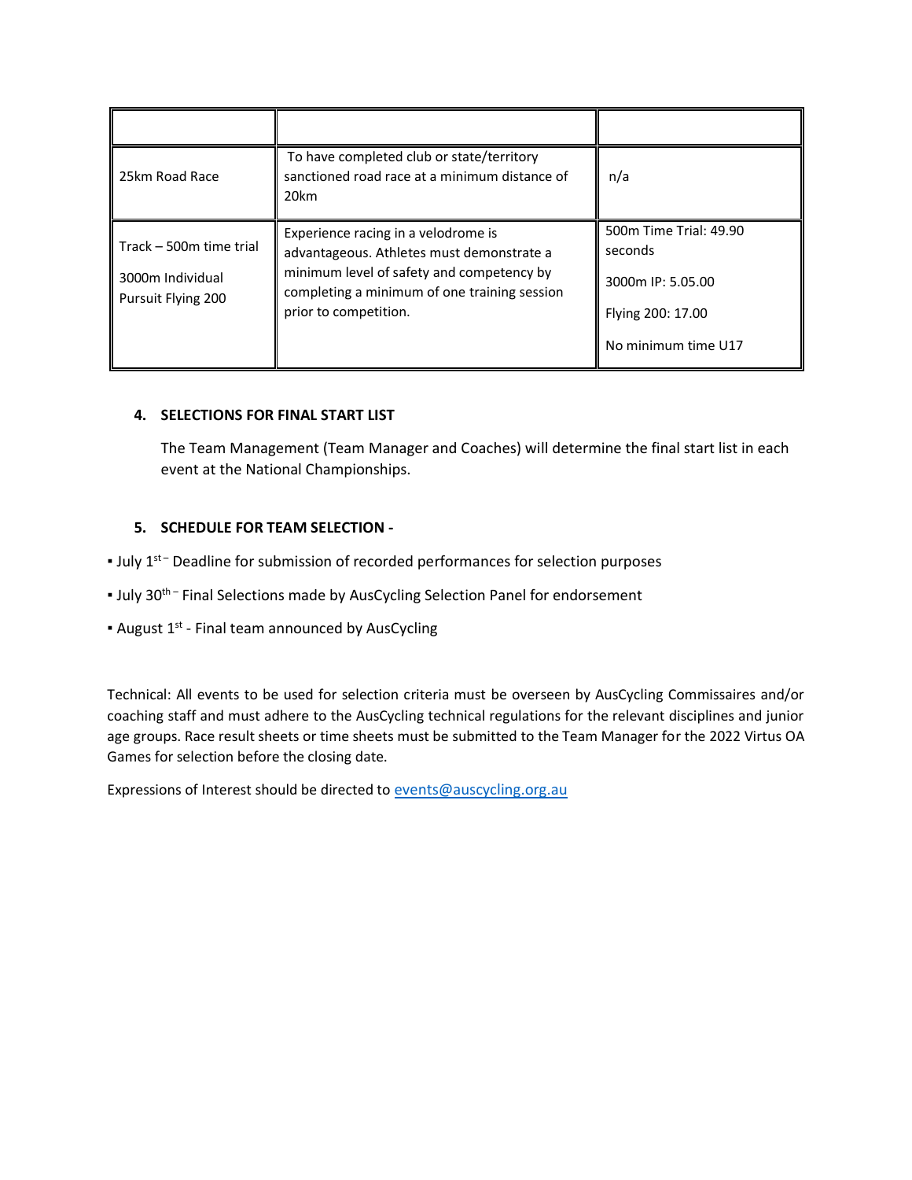| | | |
|---|---|---|
| 25km Road Race | To have completed club or state/territory sanctioned road race at a minimum distance of 20km | n/a |
| Track – 500m time trial<br>3000m Individual Pursuit Flying 200 | Experience racing in a velodrome is advantageous. Athletes must demonstrate a minimum level of safety and competency by completing a minimum of one training session prior to competition. | 500m Time Trial: 49.90 seconds<br>3000m IP: 5.05.00<br>Flying 200: 17.00<br>No minimum time U17 |

### 4. SELECTIONS FOR FINAL START LIST

The Team Management (Team Manager and Coaches) will determine the final start list in each event at the National Championships.

### 5. SCHEDULE FOR TEAM SELECTION -

- July 1st – Deadline for submission of recorded performances for selection purposes
- July 30th – Final Selections made by AusCycling Selection Panel for endorsement
- August 1st - Final team announced by AusCycling

Technical: All events to be used for selection criteria must be overseen by AusCycling Commissaires and/or coaching staff and must adhere to the AusCycling technical regulations for the relevant disciplines and junior age groups. Race result sheets or time sheets must be submitted to the Team Manager for the 2022 Virtus OA Games for selection before the closing date.

Expressions of Interest should be directed to events@auscycling.org.au